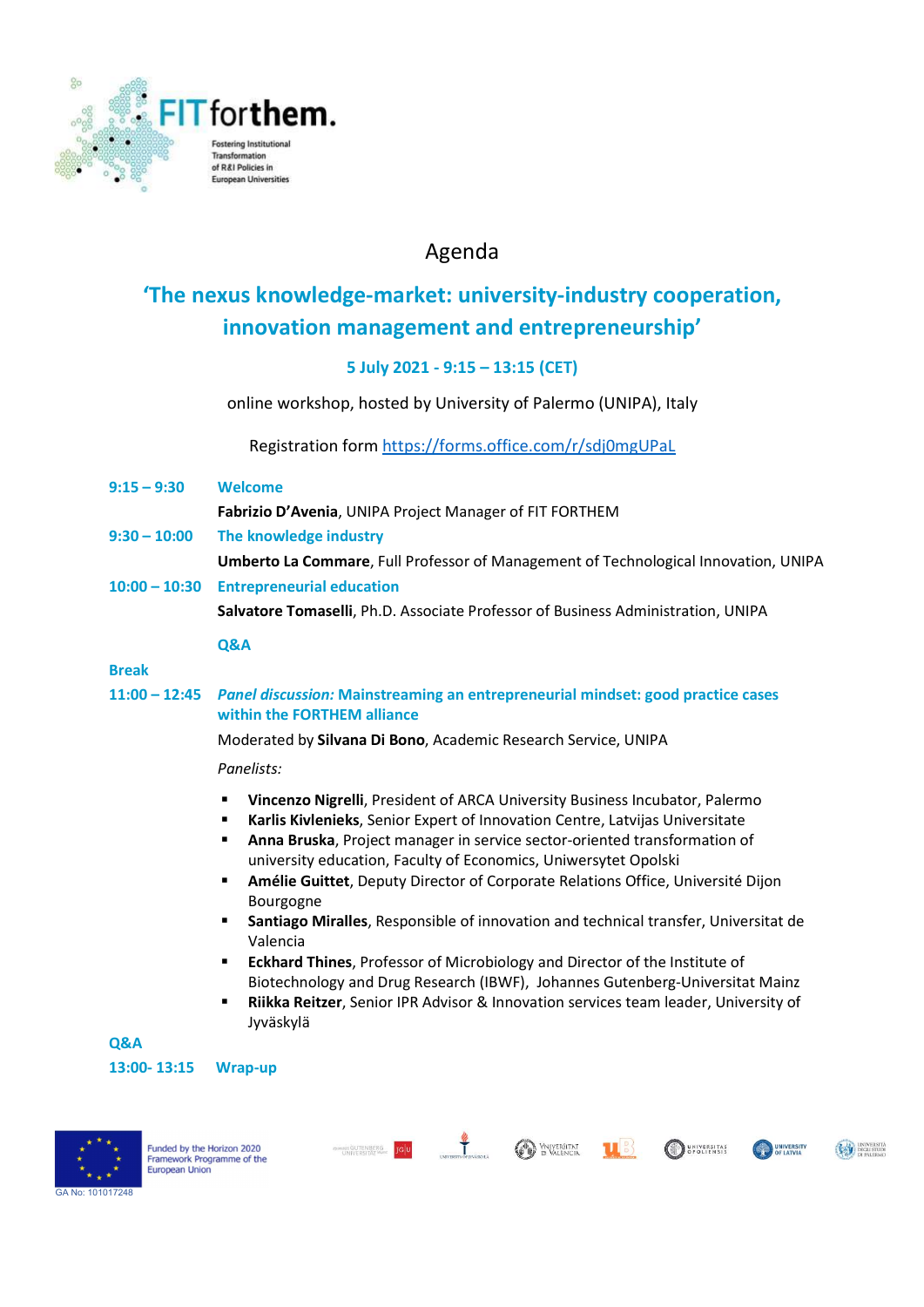**FIT forthem.**

Fostering Institutional Transformation of R&I Policies in European Universities

# Agenda

## 'The nexus knowledge-market: university-industry cooperation, innovation management and entrepreneurship'

**5 July 2021 - 9:15 – 13:15 (CET)**

online workshop, hosted by University of Palermo (UNIPA), Italy

Registration form https://forms.office.com/r/sdj0mgUPaL

**9:15 – 9:30 Welcome**

**Fabrizio D'Avenia**, UNIPA Project Manager of FIT FORTHEM

**9:30 – 10:00 The knowledge industry**

**Umberto La Commare**, Full Professor of Management of Technological Innovation, UNIPA

**10:00 – 10:30 Entrepreneurial education**

**Salvatore Tomaselli**, Ph.D. Associate Professor of Business Administration, UNIPA

**Q&A**

**Break**

**11:00 – 12:45 *Panel discussion:* Mainstreaming an entrepreneurial mindset: good practice cases within the FORTHEM alliance**

Moderated by **Silvana Di Bono**, Academic Research Service, UNIPA

*Panelists:*

- **Vincenzo Nigrelli**, President of ARCA University Business Incubator, Palermo
- **Karlis Kivlenieks**, Senior Expert of Innovation Centre, Latvijas Universitate
- **Anna Bruska**, Project manager in service sector-oriented transformation of university education, Faculty of Economics, Uniwersytet Opolski
- **Amélie Guittet**, Deputy Director of Corporate Relations Office, Université Dijon Bourgogne
- **Santiago Miralles**, Responsible of innovation and technical transfer, Universitat de Valencia
- **Eckhard Thines**, Professor of Microbiology and Director of the Institute of Biotechnology and Drug Research (IBWF), Johannes Gutenberg-Universitat Mainz
- **Riikka Reitzer**, Senior IPR Advisor & Innovation services team leader, University of Jyväskylä

**Q&A**

**13:00- 13:15 Wrap-up**

Funded by the Horizon 2020 Framework Programme of the European Union

GA No: 101017248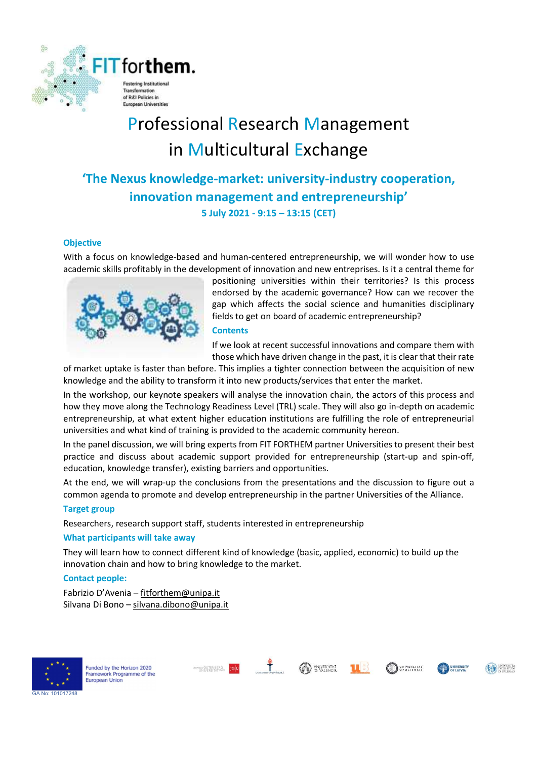FITforthem.

Fostering Institutional Transformation of R&I Policies in European Universities

# Professional Research Management in Multicultural Exchange

## 'The Nexus knowledge-market: university-industry cooperation, innovation management and entrepreneurship'

**5 July 2021 - 9:15 – 13:15 (CET)**

### Objective

With a focus on knowledge-based and human-centered entrepreneurship, we will wonder how to use academic skills profitably in the development of innovation and new entreprises. Is it a central theme for positioning universities within their territories? Is this process endorsed by the academic governance? How can we recover the gap which affects the social science and humanities disciplinary fields to get on board of academic entrepreneurship?

### Contents

If we look at recent successful innovations and compare them with those which have driven change in the past, it is clear that their rate of market uptake is faster than before. This implies a tighter connection between the acquisition of new knowledge and the ability to transform it into new products/services that enter the market.

In the workshop, our keynote speakers will analyse the innovation chain, the actors of this process and how they move along the Technology Readiness Level (TRL) scale. They will also go in-depth on academic entrepreneurship, at what extent higher education institutions are fulfilling the role of entrepreneurial universities and what kind of training is provided to the academic community hereon.

In the panel discussion, we will bring experts from FIT FORTHEM partner Universities to present their best practice and discuss about academic support provided for entrepreneurship (start-up and spin-off, education, knowledge transfer), existing barriers and opportunities.

At the end, we will wrap-up the conclusions from the presentations and the discussion to figure out a common agenda to promote and develop entrepreneurship in the partner Universities of the Alliance.

### Target group

Researchers, research support staff, students interested in entrepreneurship

### What participants will take away

They will learn how to connect different kind of knowledge (basic, applied, economic) to build up the innovation chain and how to bring knowledge to the market.

### Contact people:

Fabrizio D'Avenia – fitforthem@unipa.it
Silvana Di Bono – silvana.dibono@unipa.it

Funded by the Horizon 2020 Framework Programme of the European Union

GA No: 101017248